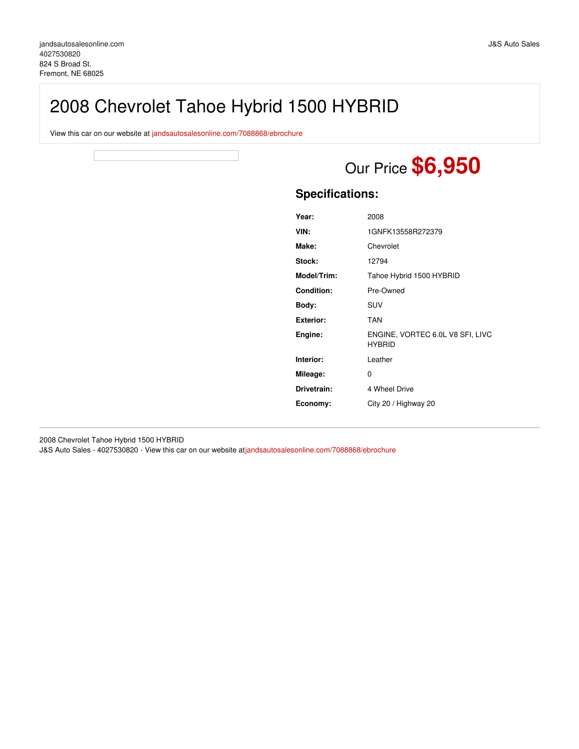jandsautosalesonline.com
4027530820
824 S Broad St.
Fremont, NE 68025

J&S Auto Sales

# 2008 Chevrolet Tahoe Hybrid 1500 HYBRID

View this car on our website at jandsautosalesonline.com/7088868/ebrochure

Our Price **$6,950**

## Specifications:

| | |
|---|---|
| **Year:** | 2008 |
| **VIN:** | 1GNFK13558R272379 |
| **Make:** | Chevrolet |
| **Stock:** | 12794 |
| **Model/Trim:** | Tahoe Hybrid 1500 HYBRID |
| **Condition:** | Pre-Owned |
| **Body:** | SUV |
| **Exterior:** | TAN |
| **Engine:** | ENGINE, VORTEC 6.0L V8 SFI, LIVC HYBRID |
| **Interior:** | Leather |
| **Mileage:** | 0 |
| **Drivetrain:** | 4 Wheel Drive |
| **Economy:** | City 20 / Highway 20 |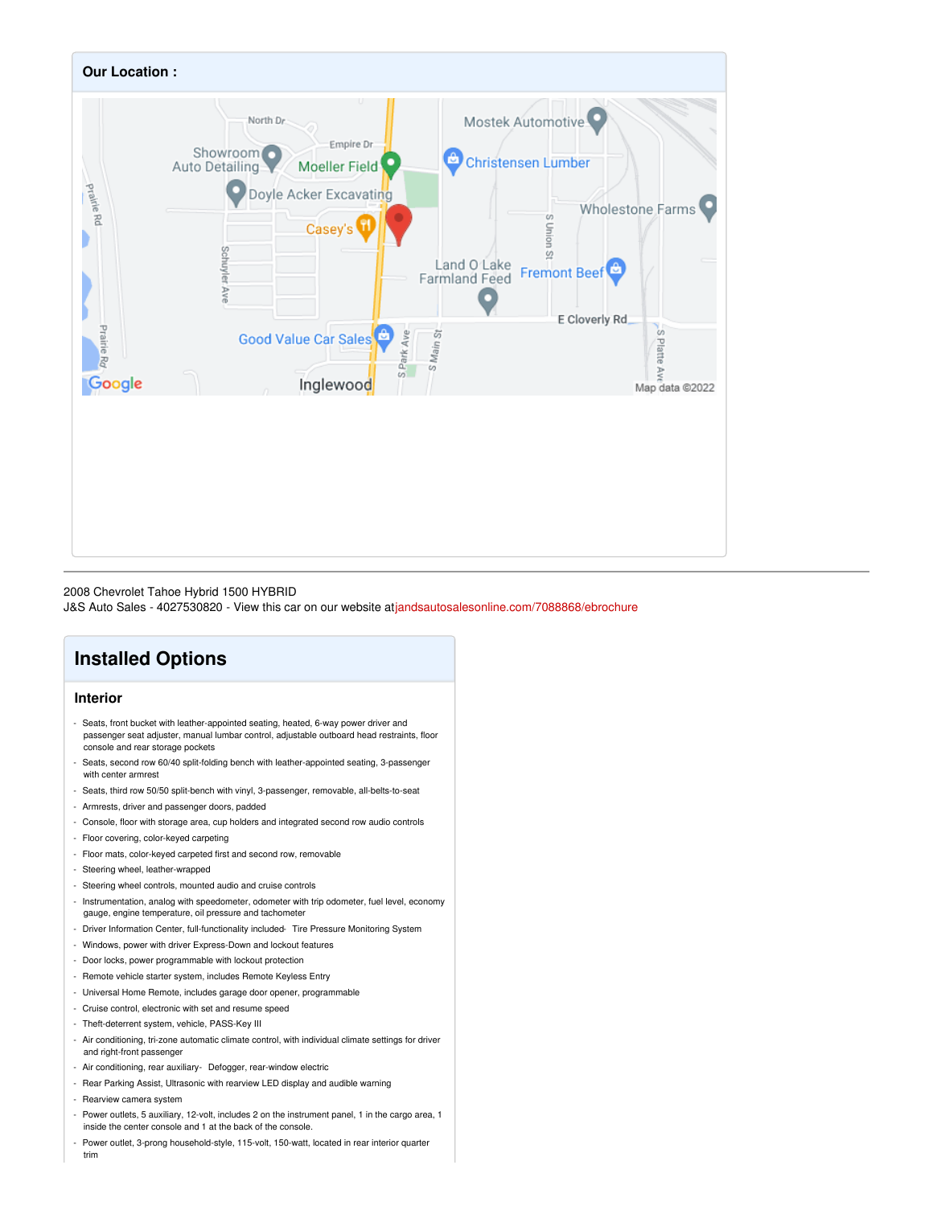## Our Location :

2008 Chevrolet Tahoe Hybrid 1500 HYBRID
J&S Auto Sales - 4027530820 - View this car on our website atjandsautosalesonline.com/7088868/ebrochure

# Installed Options

## Interior

- Seats, front bucket with leather-appointed seating, heated, 6-way power driver and passenger seat adjuster, manual lumbar control, adjustable outboard head restraints, floor console and rear storage pockets
- Seats, second row 60/40 split-folding bench with leather-appointed seating, 3-passenger with center armrest
- Seats, third row 50/50 split-bench with vinyl, 3-passenger, removable, all-belts-to-seat
- Armrests, driver and passenger doors, padded
- Console, floor with storage area, cup holders and integrated second row audio controls
- Floor covering, color-keyed carpeting
- Floor mats, color-keyed carpeted first and second row, removable
- Steering wheel, leather-wrapped
- Steering wheel controls, mounted audio and cruise controls
- Instrumentation, analog with speedometer, odometer with trip odometer, fuel level, economy gauge, engine temperature, oil pressure and tachometer
- Driver Information Center, full-functionality included- Tire Pressure Monitoring System
- Windows, power with driver Express-Down and lockout features
- Door locks, power programmable with lockout protection
- Remote vehicle starter system, includes Remote Keyless Entry
- Universal Home Remote, includes garage door opener, programmable
- Cruise control, electronic with set and resume speed
- Theft-deterrent system, vehicle, PASS-Key III
- Air conditioning, tri-zone automatic climate control, with individual climate settings for driver and right-front passenger
- Air conditioning, rear auxiliary- Defogger, rear-window electric
- Rear Parking Assist, Ultrasonic with rearview LED display and audible warning
- Rearview camera system
- Power outlets, 5 auxiliary, 12-volt, includes 2 on the instrument panel, 1 in the cargo area, 1 inside the center console and 1 at the back of the console.
- Power outlet, 3-prong household-style, 115-volt, 150-watt, located in rear interior quarter trim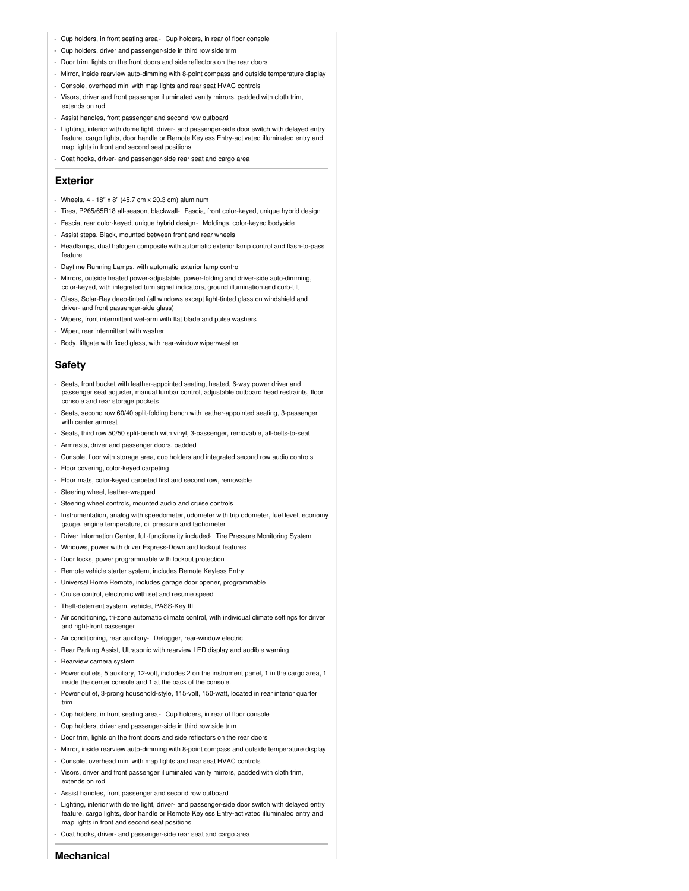- Cup holders, in front seating area - Cup holders, in rear of floor console
- Cup holders, driver and passenger-side in third row side trim
- Door trim, lights on the front doors and side reflectors on the rear doors
- Mirror, inside rearview auto-dimming with 8-point compass and outside temperature display
- Console, overhead mini with map lights and rear seat HVAC controls
- Visors, driver and front passenger illuminated vanity mirrors, padded with cloth trim, extends on rod
- Assist handles, front passenger and second row outboard
- Lighting, interior with dome light, driver- and passenger-side door switch with delayed entry feature, cargo lights, door handle or Remote Keyless Entry-activated illuminated entry and map lights in front and second seat positions
- Coat hooks, driver- and passenger-side rear seat and cargo area

## Exterior

- Wheels, 4 - 18" x 8" (45.7 cm x 20.3 cm) aluminum
- Tires, P265/65R18 all-season, blackwall - Fascia, front color-keyed, unique hybrid design
- Fascia, rear color-keyed, unique hybrid design - Moldings, color-keyed bodyside
- Assist steps, Black, mounted between front and rear wheels
- Headlamps, dual halogen composite with automatic exterior lamp control and flash-to-pass feature
- Daytime Running Lamps, with automatic exterior lamp control
- Mirrors, outside heated power-adjustable, power-folding and driver-side auto-dimming, color-keyed, with integrated turn signal indicators, ground illumination and curb-tilt
- Glass, Solar-Ray deep-tinted (all windows except light-tinted glass on windshield and driver- and front passenger-side glass)
- Wipers, front intermittent wet-arm with flat blade and pulse washers
- Wiper, rear intermittent with washer
- Body, liftgate with fixed glass, with rear-window wiper/washer

## Safety

- Seats, front bucket with leather-appointed seating, heated, 6-way power driver and passenger seat adjuster, manual lumbar control, adjustable outboard head restraints, floor console and rear storage pockets
- Seats, second row 60/40 split-folding bench with leather-appointed seating, 3-passenger with center armrest
- Seats, third row 50/50 split-bench with vinyl, 3-passenger, removable, all-belts-to-seat
- Armrests, driver and passenger doors, padded
- Console, floor with storage area, cup holders and integrated second row audio controls
- Floor covering, color-keyed carpeting
- Floor mats, color-keyed carpeted first and second row, removable
- Steering wheel, leather-wrapped
- Steering wheel controls, mounted audio and cruise controls
- Instrumentation, analog with speedometer, odometer with trip odometer, fuel level, economy gauge, engine temperature, oil pressure and tachometer
- Driver Information Center, full-functionality included - Tire Pressure Monitoring System
- Windows, power with driver Express-Down and lockout features
- Door locks, power programmable with lockout protection
- Remote vehicle starter system, includes Remote Keyless Entry
- Universal Home Remote, includes garage door opener, programmable
- Cruise control, electronic with set and resume speed
- Theft-deterrent system, vehicle, PASS-Key III
- Air conditioning, tri-zone automatic climate control, with individual climate settings for driver and right-front passenger
- Air conditioning, rear auxiliary - Defogger, rear-window electric
- Rear Parking Assist, Ultrasonic with rearview LED display and audible warning
- Rearview camera system
- Power outlets, 5 auxiliary, 12-volt, includes 2 on the instrument panel, 1 in the cargo area, 1 inside the center console and 1 at the back of the console.
- Power outlet, 3-prong household-style, 115-volt, 150-watt, located in rear interior quarter trim
- Cup holders, in front seating area - Cup holders, in rear of floor console
- Cup holders, driver and passenger-side in third row side trim
- Door trim, lights on the front doors and side reflectors on the rear doors
- Mirror, inside rearview auto-dimming with 8-point compass and outside temperature display
- Console, overhead mini with map lights and rear seat HVAC controls
- Visors, driver and front passenger illuminated vanity mirrors, padded with cloth trim, extends on rod
- Assist handles, front passenger and second row outboard
- Lighting, interior with dome light, driver- and passenger-side door switch with delayed entry feature, cargo lights, door handle or Remote Keyless Entry-activated illuminated entry and map lights in front and second seat positions
- Coat hooks, driver- and passenger-side rear seat and cargo area

## Mechanical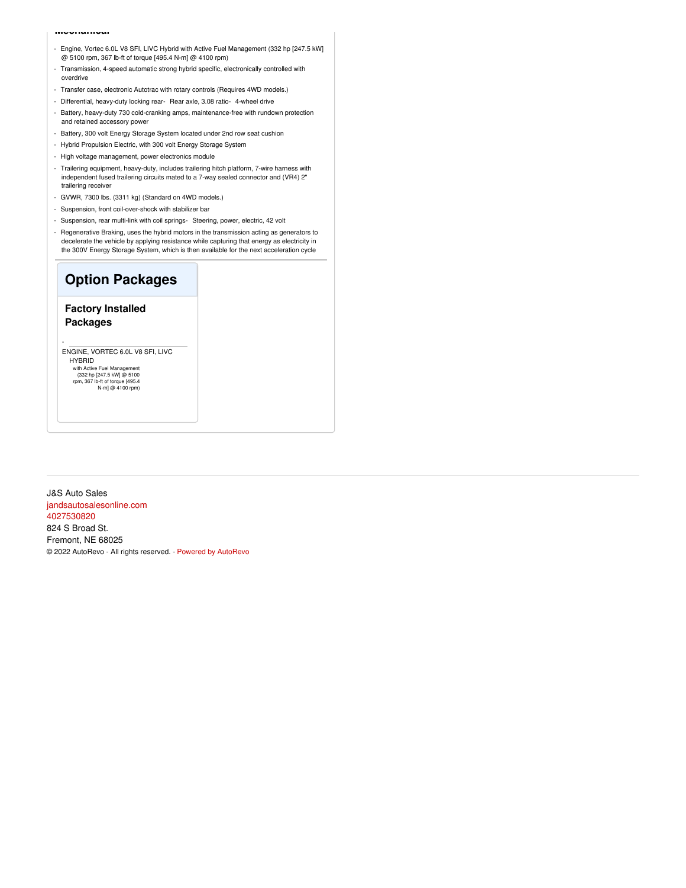### Mechanical

- Engine, Vortec 6.0L V8 SFI, LIVC Hybrid with Active Fuel Management (332 hp [247.5 kW] @ 5100 rpm, 367 lb-ft of torque [495.4 N-m] @ 4100 rpm)
- Transmission, 4-speed automatic strong hybrid specific, electronically controlled with overdrive
- Transfer case, electronic Autotrac with rotary controls (Requires 4WD models.)
- Differential, heavy-duty locking rear- Rear axle, 3.08 ratio- 4-wheel drive
- Battery, heavy-duty 730 cold-cranking amps, maintenance-free with rundown protection and retained accessory power
- Battery, 300 volt Energy Storage System located under 2nd row seat cushion
- Hybrid Propulsion Electric, with 300 volt Energy Storage System
- High voltage management, power electronics module
- Trailering equipment, heavy-duty, includes trailering hitch platform, 7-wire harness with independent fused trailering circuits mated to a 7-way sealed connector and (VR4) 2" trailering receiver
- GVWR, 7300 lbs. (3311 kg) (Standard on 4WD models.)
- Suspension, front coil-over-shock with stabilizer bar
- Suspension, rear multi-link with coil springs- Steering, power, electric, 42 volt
- Regenerative Braking, uses the hybrid motors in the transmission acting as generators to decelerate the vehicle by applying resistance while capturing that energy as electricity in the 300V Energy Storage System, which is then available for the next acceleration cycle

## Option Packages

### Factory Installed Packages

-

ENGINE, VORTEC 6.0L V8 SFI, LIVC HYBRID
with Active Fuel Management (332 hp [247.5 kW] @ 5100 rpm, 367 lb-ft of torque [495.4 N-m] @ 4100 rpm)

J&S Auto Sales
jandsautosalesonline.com
4027530820
824 S Broad St.
Fremont, NE 68025
© 2022 AutoRevo - All rights reserved. - Powered by AutoRevo